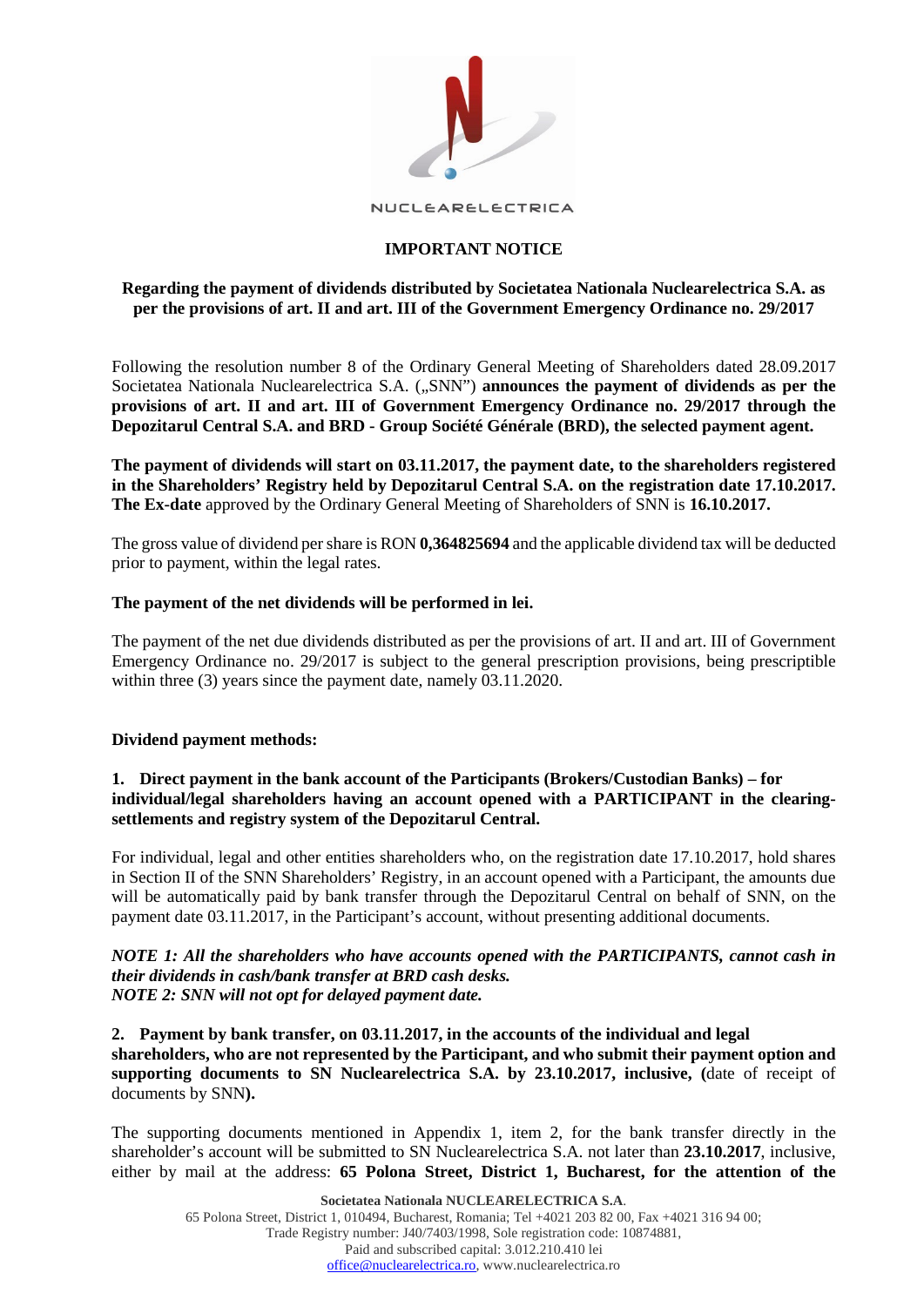NUCLEARELECTRICA

# IMPORTANT NOTICE

## Regarding the payment of dividends distributed by Societatea Nationala Nuclearelectrica S.A. as per the provisions of art. II and art. III of the Government Emergency Ordinance no. 29/2017

Following the resolution number 8 of the Ordinary General Meeting of Shareholders dated 28.09.2017 Societatea Nationala Nuclearelectrica S.A. („SNN") **announces the payment of dividends as per the provisions of art. II and art. III of Government Emergency Ordinance no. 29/2017 through the Depozitarul Central S.A. and BRD - Group Société Générale (BRD), the selected payment agent.**

**The payment of dividends will start on 03.11.2017, the payment date, to the shareholders registered in the Shareholders' Registry held by Depozitarul Central S.A. on the registration date 17.10.2017. The Ex-date** approved by the Ordinary General Meeting of Shareholders of SNN is **16.10.2017.**

The gross value of dividend per share is RON **0,364825694** and the applicable dividend tax will be deducted prior to payment, within the legal rates.

**The payment of the net dividends will be performed in lei.**

The payment of the net due dividends distributed as per the provisions of art. II and art. III of Government Emergency Ordinance no. 29/2017 is subject to the general prescription provisions, being prescriptible within three (3) years since the payment date, namely 03.11.2020.

**Dividend payment methods:**

**1. Direct payment in the bank account of the Participants (Brokers/Custodian Banks) – for individual/legal shareholders having an account opened with a PARTICIPANT in the clearing-settlements and registry system of the Depozitarul Central.**

For individual, legal and other entities shareholders who, on the registration date 17.10.2017, hold shares in Section II of the SNN Shareholders' Registry, in an account opened with a Participant, the amounts due will be automatically paid by bank transfer through the Depozitarul Central on behalf of SNN, on the payment date 03.11.2017, in the Participant's account, without presenting additional documents.

***NOTE 1: All the shareholders who have accounts opened with the PARTICIPANTS, cannot cash in their dividends in cash/bank transfer at BRD cash desks.***
***NOTE 2: SNN will not opt for delayed payment date.***

**2. Payment by bank transfer, on 03.11.2017, in the accounts of the individual and legal shareholders, who are not represented by the Participant, and who submit their payment option and supporting documents to SN Nuclearelectrica S.A. by 23.10.2017, inclusive, (**date of receipt of documents by SNN**).**

The supporting documents mentioned in Appendix 1, item 2, for the bank transfer directly in the shareholder's account will be submitted to SN Nuclearelectrica S.A. not later than **23.10.2017**, inclusive, either by mail at the address: **65 Polona Street, District 1, Bucharest, for the attention of the**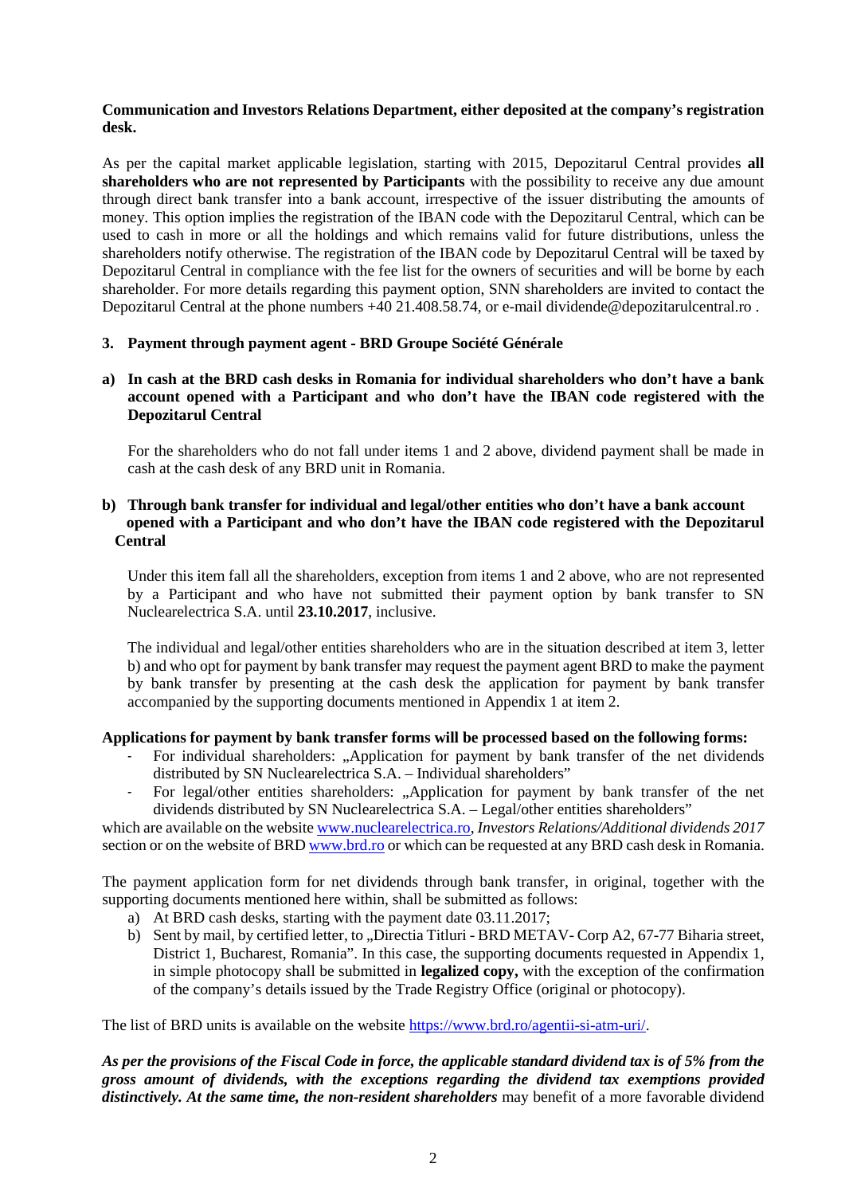**Communication and Investors Relations Department, either deposited at the company's registration desk.**

As per the capital market applicable legislation, starting with 2015, Depozitarul Central provides **all shareholders who are not represented by Participants** with the possibility to receive any due amount through direct bank transfer into a bank account, irrespective of the issuer distributing the amounts of money. This option implies the registration of the IBAN code with the Depozitarul Central, which can be used to cash in more or all the holdings and which remains valid for future distributions, unless the shareholders notify otherwise. The registration of the IBAN code by Depozitarul Central will be taxed by Depozitarul Central in compliance with the fee list for the owners of securities and will be borne by each shareholder. For more details regarding this payment option, SNN shareholders are invited to contact the Depozitarul Central at the phone numbers +40 21.408.58.74, or e-mail dividende@depozitarulcentral.ro .

**3. Payment through payment agent - BRD Groupe Société Générale**

**a) In cash at the BRD cash desks in Romania for individual shareholders who don't have a bank account opened with a Participant and who don't have the IBAN code registered with the Depozitarul Central**

For the shareholders who do not fall under items 1 and 2 above, dividend payment shall be made in cash at the cash desk of any BRD unit in Romania.

**b) Through bank transfer for individual and legal/other entities who don't have a bank account opened with a Participant and who don't have the IBAN code registered with the Depozitarul Central**

Under this item fall all the shareholders, exception from items 1 and 2 above, who are not represented by a Participant and who have not submitted their payment option by bank transfer to SN Nuclearelectrica S.A. until **23.10.2017**, inclusive.

The individual and legal/other entities shareholders who are in the situation described at item 3, letter b) and who opt for payment by bank transfer may request the payment agent BRD to make the payment by bank transfer by presenting at the cash desk the application for payment by bank transfer accompanied by the supporting documents mentioned in Appendix 1 at item 2.

**Applications for payment by bank transfer forms will be processed based on the following forms:**

- For individual shareholders: „Application for payment by bank transfer of the net dividends distributed by SN Nuclearelectrica S.A. – Individual shareholders"
- For legal/other entities shareholders: „Application for payment by bank transfer of the net dividends distributed by SN Nuclearelectrica S.A. – Legal/other entities shareholders"

which are available on the website www.nuclearelectrica.ro, *Investors Relations/Additional dividends 2017* section or on the website of BRD www.brd.ro or which can be requested at any BRD cash desk in Romania.

The payment application form for net dividends through bank transfer, in original, together with the supporting documents mentioned here within, shall be submitted as follows:

a) At BRD cash desks, starting with the payment date 03.11.2017;
b) Sent by mail, by certified letter, to „Directia Titluri - BRD METAV- Corp A2, 67-77 Biharia street, District 1, Bucharest, Romania". In this case, the supporting documents requested in Appendix 1, in simple photocopy shall be submitted in **legalized copy,** with the exception of the confirmation of the company's details issued by the Trade Registry Office (original or photocopy).

The list of BRD units is available on the website https://www.brd.ro/agentii-si-atm-uri/.

***As per the provisions of the Fiscal Code in force, the applicable standard dividend tax is of 5% from the gross amount of dividends, with the exceptions regarding the dividend tax exemptions provided distinctively. At the same time, the non-resident shareholders*** may benefit of a more favorable dividend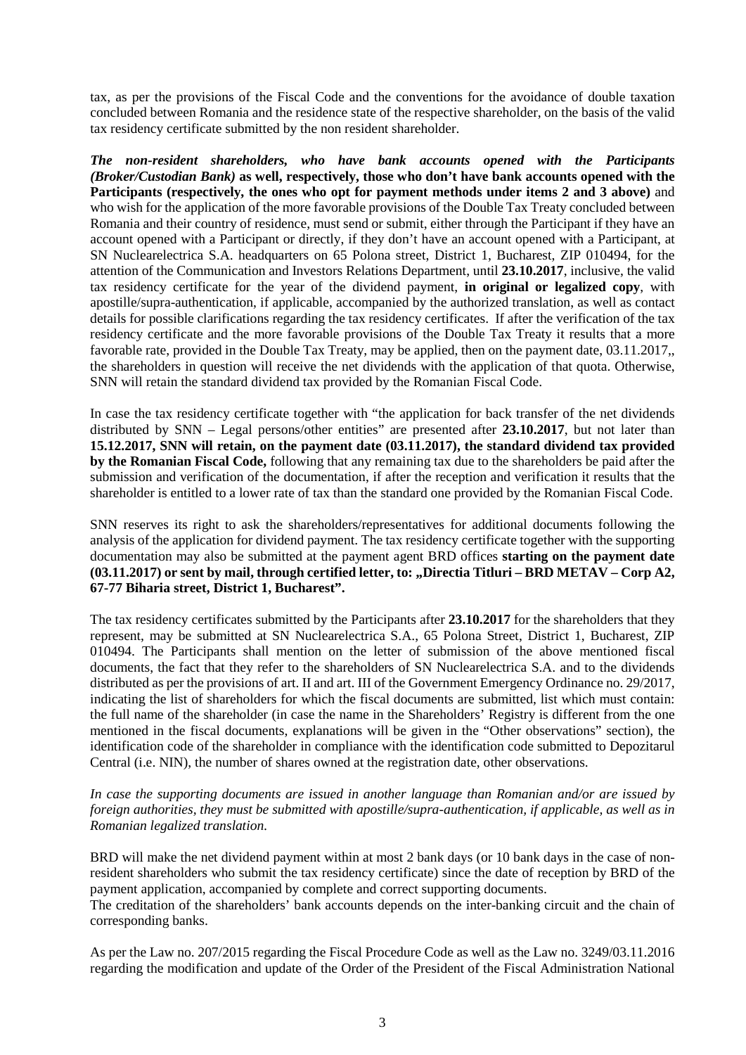tax, as per the provisions of the Fiscal Code and the conventions for the avoidance of double taxation concluded between Romania and the residence state of the respective shareholder, on the basis of the valid tax residency certificate submitted by the non resident shareholder.

***The non-resident shareholders, who have bank accounts opened with the Participants (Broker/Custodian Bank)* as well, respectively, those who don't have bank accounts opened with the Participants (respectively, the ones who opt for payment methods under items 2 and 3 above)** and who wish for the application of the more favorable provisions of the Double Tax Treaty concluded between Romania and their country of residence, must send or submit, either through the Participant if they have an account opened with a Participant or directly, if they don't have an account opened with a Participant, at SN Nuclearelectrica S.A. headquarters on 65 Polona street, District 1, Bucharest, ZIP 010494, for the attention of the Communication and Investors Relations Department, until **23.10.2017**, inclusive, the valid tax residency certificate for the year of the dividend payment, **in original or legalized copy**, with apostille/supra-authentication, if applicable, accompanied by the authorized translation, as well as contact details for possible clarifications regarding the tax residency certificates. If after the verification of the tax residency certificate and the more favorable provisions of the Double Tax Treaty it results that a more favorable rate, provided in the Double Tax Treaty, may be applied, then on the payment date, 03.11.2017,, the shareholders in question will receive the net dividends with the application of that quota. Otherwise, SNN will retain the standard dividend tax provided by the Romanian Fiscal Code.

In case the tax residency certificate together with "the application for back transfer of the net dividends distributed by SNN – Legal persons/other entities" are presented after **23.10.2017**, but not later than **15.12.2017, SNN will retain, on the payment date (03.11.2017), the standard dividend tax provided by the Romanian Fiscal Code,** following that any remaining tax due to the shareholders be paid after the submission and verification of the documentation, if after the reception and verification it results that the shareholder is entitled to a lower rate of tax than the standard one provided by the Romanian Fiscal Code.

SNN reserves its right to ask the shareholders/representatives for additional documents following the analysis of the application for dividend payment. The tax residency certificate together with the supporting documentation may also be submitted at the payment agent BRD offices **starting on the payment date (03.11.2017) or sent by mail, through certified letter, to: „Directia Titluri – BRD METAV – Corp A2, 67-77 Biharia street, District 1, Bucharest".**

The tax residency certificates submitted by the Participants after **23.10.2017** for the shareholders that they represent, may be submitted at SN Nuclearelectrica S.A., 65 Polona Street, District 1, Bucharest, ZIP 010494. The Participants shall mention on the letter of submission of the above mentioned fiscal documents, the fact that they refer to the shareholders of SN Nuclearelectrica S.A. and to the dividends distributed as per the provisions of art. II and art. III of the Government Emergency Ordinance no. 29/2017, indicating the list of shareholders for which the fiscal documents are submitted, list which must contain: the full name of the shareholder (in case the name in the Shareholders' Registry is different from the one mentioned in the fiscal documents, explanations will be given in the "Other observations" section), the identification code of the shareholder in compliance with the identification code submitted to Depozitarul Central (i.e. NIN), the number of shares owned at the registration date, other observations.

*In case the supporting documents are issued in another language than Romanian and/or are issued by foreign authorities, they must be submitted with apostille/supra-authentication, if applicable, as well as in Romanian legalized translation.*

BRD will make the net dividend payment within at most 2 bank days (or 10 bank days in the case of non-resident shareholders who submit the tax residency certificate) since the date of reception by BRD of the payment application, accompanied by complete and correct supporting documents.
The creditation of the shareholders' bank accounts depends on the inter-banking circuit and the chain of corresponding banks.

As per the Law no. 207/2015 regarding the Fiscal Procedure Code as well as the Law no. 3249/03.11.2016 regarding the modification and update of the Order of the President of the Fiscal Administration National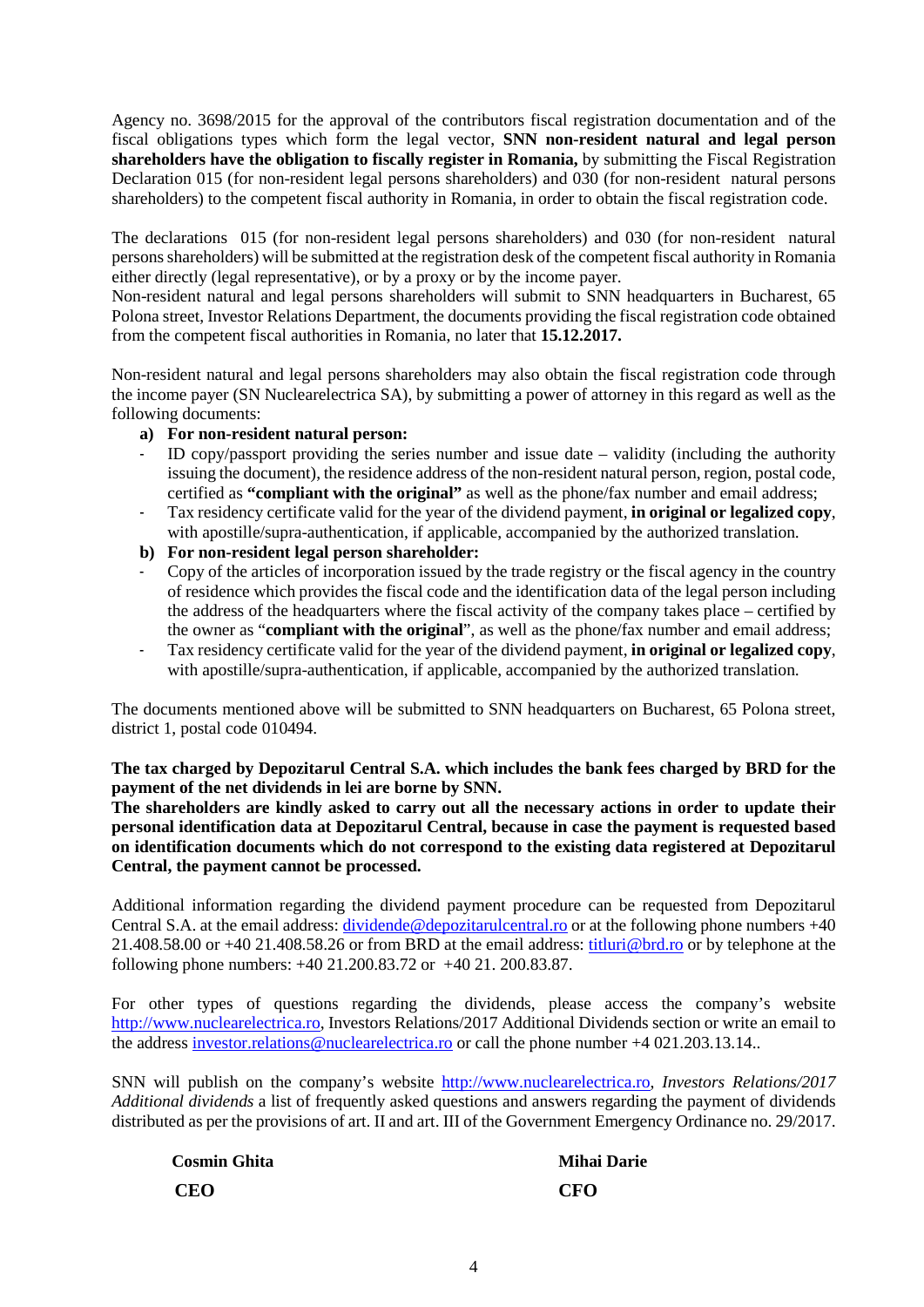Agency no. 3698/2015 for the approval of the contributors fiscal registration documentation and of the fiscal obligations types which form the legal vector, **SNN non-resident natural and legal person shareholders have the obligation to fiscally register in Romania,** by submitting the Fiscal Registration Declaration 015 (for non-resident legal persons shareholders) and 030 (for non-resident natural persons shareholders) to the competent fiscal authority in Romania, in order to obtain the fiscal registration code.

The declarations 015 (for non-resident legal persons shareholders) and 030 (for non-resident natural persons shareholders) will be submitted at the registration desk of the competent fiscal authority in Romania either directly (legal representative), or by a proxy or by the income payer.
Non-resident natural and legal persons shareholders will submit to SNN headquarters in Bucharest, 65 Polona street, Investor Relations Department, the documents providing the fiscal registration code obtained from the competent fiscal authorities in Romania, no later that **15.12.2017.**

Non-resident natural and legal persons shareholders may also obtain the fiscal registration code through the income payer (SN Nuclearelectrica SA), by submitting a power of attorney in this regard as well as the following documents:

**a) For non-resident natural person:**

- ID copy/passport providing the series number and issue date – validity (including the authority issuing the document), the residence address of the non-resident natural person, region, postal code, certified as **"compliant with the original"** as well as the phone/fax number and email address;
- Tax residency certificate valid for the year of the dividend payment, **in original or legalized copy**, with apostille/supra-authentication, if applicable, accompanied by the authorized translation.

**b) For non-resident legal person shareholder:**

- Copy of the articles of incorporation issued by the trade registry or the fiscal agency in the country of residence which provides the fiscal code and the identification data of the legal person including the address of the headquarters where the fiscal activity of the company takes place – certified by the owner as "**compliant with the original**", as well as the phone/fax number and email address;
- Tax residency certificate valid for the year of the dividend payment, **in original or legalized copy**, with apostille/supra-authentication, if applicable, accompanied by the authorized translation.

The documents mentioned above will be submitted to SNN headquarters on Bucharest, 65 Polona street, district 1, postal code 010494.

**The tax charged by Depozitarul Central S.A. which includes the bank fees charged by BRD for the payment of the net dividends in lei are borne by SNN.**
**The shareholders are kindly asked to carry out all the necessary actions in order to update their personal identification data at Depozitarul Central, because in case the payment is requested based on identification documents which do not correspond to the existing data registered at Depozitarul Central, the payment cannot be processed.**

Additional information regarding the dividend payment procedure can be requested from Depozitarul Central S.A. at the email address: dividende@depozitarulcentral.ro or at the following phone numbers +40 21.408.58.00 or +40 21.408.58.26 or from BRD at the email address: titluri@brd.ro or by telephone at the following phone numbers: +40 21.200.83.72 or +40 21. 200.83.87.

For other types of questions regarding the dividends, please access the company's website http://www.nuclearelectrica.ro, Investors Relations/2017 Additional Dividends section or write an email to the address investor.relations@nuclearelectrica.ro or call the phone number +4 021.203.13.14..

SNN will publish on the company's website http://www.nuclearelectrica.ro, *Investors Relations/2017 Additional dividends* a list of frequently asked questions and answers regarding the payment of dividends distributed as per the provisions of art. II and art. III of the Government Emergency Ordinance no. 29/2017.

| **Cosmin Ghita** | **Mihai Darie** |
|---|---|
| **CEO** | **CFO** |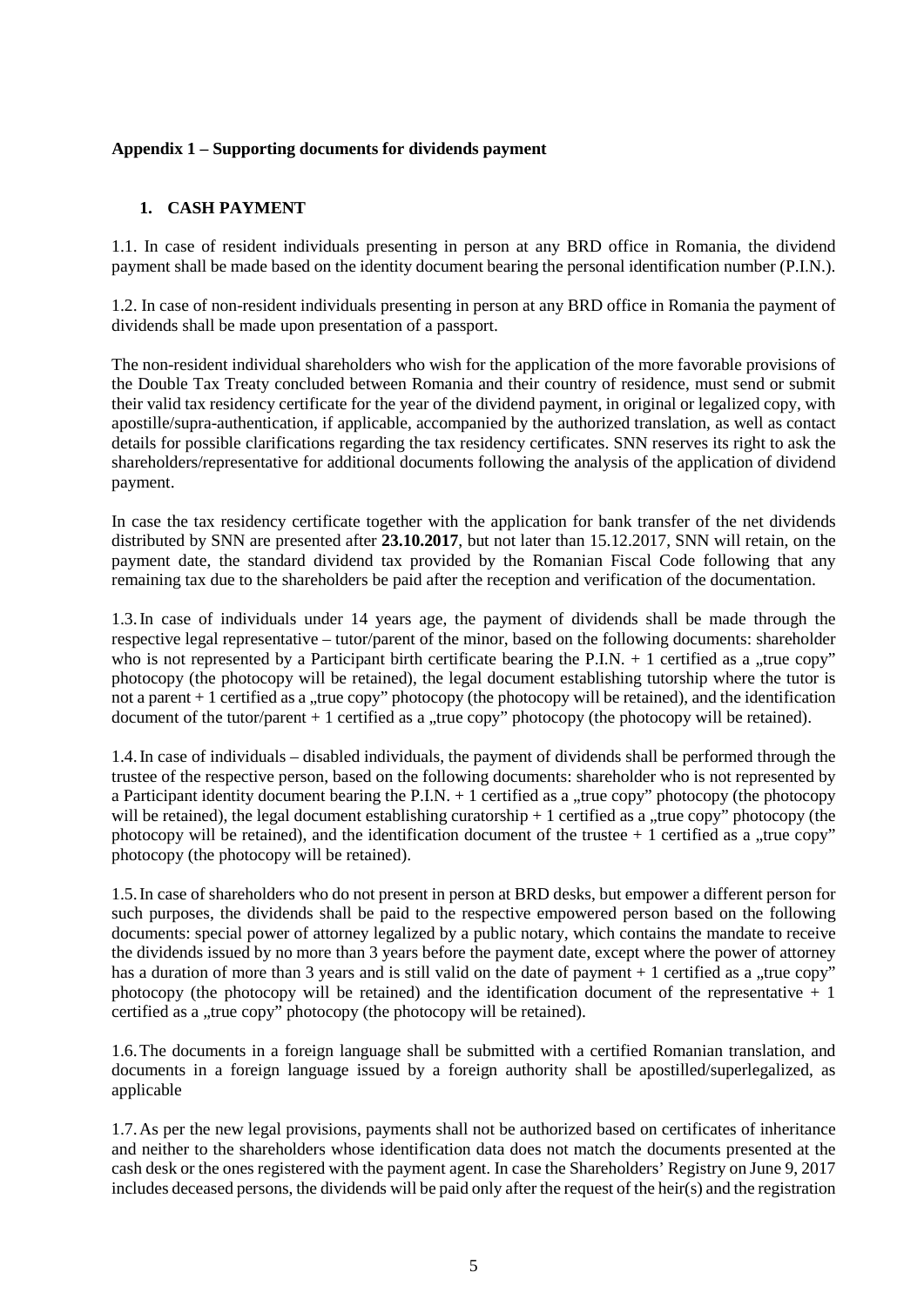## Appendix 1 – Supporting documents for dividends payment

### 1. CASH PAYMENT

1.1. In case of resident individuals presenting in person at any BRD office in Romania, the dividend payment shall be made based on the identity document bearing the personal identification number (P.I.N.).

1.2. In case of non-resident individuals presenting in person at any BRD office in Romania the payment of dividends shall be made upon presentation of a passport.

The non-resident individual shareholders who wish for the application of the more favorable provisions of the Double Tax Treaty concluded between Romania and their country of residence, must send or submit their valid tax residency certificate for the year of the dividend payment, in original or legalized copy, with apostille/supra-authentication, if applicable, accompanied by the authorized translation, as well as contact details for possible clarifications regarding the tax residency certificates. SNN reserves its right to ask the shareholders/representative for additional documents following the analysis of the application of dividend payment.

In case the tax residency certificate together with the application for bank transfer of the net dividends distributed by SNN are presented after **23.10.2017**, but not later than 15.12.2017, SNN will retain, on the payment date, the standard dividend tax provided by the Romanian Fiscal Code following that any remaining tax due to the shareholders be paid after the reception and verification of the documentation.

1.3. In case of individuals under 14 years age, the payment of dividends shall be made through the respective legal representative – tutor/parent of the minor, based on the following documents: shareholder who is not represented by a Participant birth certificate bearing the P.I.N. + 1 certified as a „true copy" photocopy (the photocopy will be retained), the legal document establishing tutorship where the tutor is not a parent + 1 certified as a „true copy" photocopy (the photocopy will be retained), and the identification document of the tutor/parent + 1 certified as a „true copy" photocopy (the photocopy will be retained).

1.4. In case of individuals – disabled individuals, the payment of dividends shall be performed through the trustee of the respective person, based on the following documents: shareholder who is not represented by a Participant identity document bearing the P.I.N. + 1 certified as a „true copy" photocopy (the photocopy will be retained), the legal document establishing curatorship + 1 certified as a „true copy" photocopy (the photocopy will be retained), and the identification document of the trustee + 1 certified as a „true copy" photocopy (the photocopy will be retained).

1.5. In case of shareholders who do not present in person at BRD desks, but empower a different person for such purposes, the dividends shall be paid to the respective empowered person based on the following documents: special power of attorney legalized by a public notary, which contains the mandate to receive the dividends issued by no more than 3 years before the payment date, except where the power of attorney has a duration of more than 3 years and is still valid on the date of payment + 1 certified as a „true copy" photocopy (the photocopy will be retained) and the identification document of the representative + 1 certified as a „true copy" photocopy (the photocopy will be retained).

1.6. The documents in a foreign language shall be submitted with a certified Romanian translation, and documents in a foreign language issued by a foreign authority shall be apostilled/superlegalized, as applicable

1.7. As per the new legal provisions, payments shall not be authorized based on certificates of inheritance and neither to the shareholders whose identification data does not match the documents presented at the cash desk or the ones registered with the payment agent. In case the Shareholders' Registry on June 9, 2017 includes deceased persons, the dividends will be paid only after the request of the heir(s) and the registration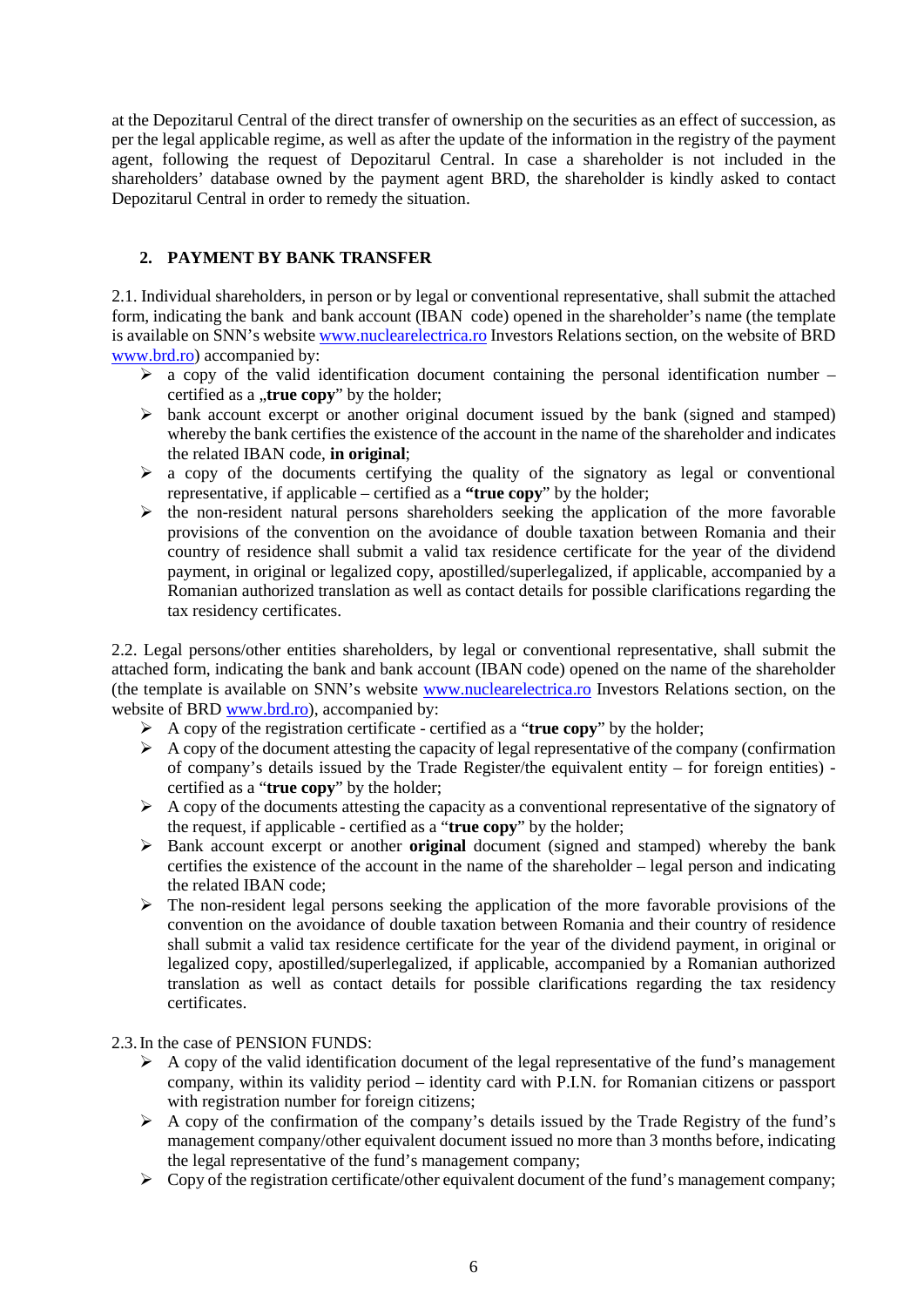at the Depozitarul Central of the direct transfer of ownership on the securities as an effect of succession, as per the legal applicable regime, as well as after the update of the information in the registry of the payment agent, following the request of Depozitarul Central. In case a shareholder is not included in the shareholders' database owned by the payment agent BRD, the shareholder is kindly asked to contact Depozitarul Central in order to remedy the situation.

## 2. PAYMENT BY BANK TRANSFER

2.1. Individual shareholders, in person or by legal or conventional representative, shall submit the attached form, indicating the bank and bank account (IBAN code) opened in the shareholder's name (the template is available on SNN's website [www.nuclearelectrica.ro](http://www.nuclearelectrica.ro) Investors Relations section, on the website of BRD [www.brd.ro](http://www.brd.ro)) accompanied by:

- a copy of the valid identification document containing the personal identification number – certified as a „**true copy**" by the holder;
- bank account excerpt or another original document issued by the bank (signed and stamped) whereby the bank certifies the existence of the account in the name of the shareholder and indicates the related IBAN code, **in original**;
- a copy of the documents certifying the quality of the signatory as legal or conventional representative, if applicable – certified as a **"true copy**" by the holder;
- the non-resident natural persons shareholders seeking the application of the more favorable provisions of the convention on the avoidance of double taxation between Romania and their country of residence shall submit a valid tax residence certificate for the year of the dividend payment, in original or legalized copy, apostilled/superlegalized, if applicable, accompanied by a Romanian authorized translation as well as contact details for possible clarifications regarding the tax residency certificates.

2.2. Legal persons/other entities shareholders, by legal or conventional representative, shall submit the attached form, indicating the bank and bank account (IBAN code) opened on the name of the shareholder (the template is available on SNN's website [www.nuclearelectrica.ro](http://www.nuclearelectrica.ro) Investors Relations section, on the website of BRD [www.brd.ro](http://www.brd.ro)), accompanied by:

- A copy of the registration certificate - certified as a "**true copy**" by the holder;
- A copy of the document attesting the capacity of legal representative of the company (confirmation of company's details issued by the Trade Register/the equivalent entity – for foreign entities) - certified as a "**true copy**" by the holder;
- A copy of the documents attesting the capacity as a conventional representative of the signatory of the request, if applicable - certified as a "**true copy**" by the holder;
- Bank account excerpt or another **original** document (signed and stamped) whereby the bank certifies the existence of the account in the name of the shareholder – legal person and indicating the related IBAN code;
- The non-resident legal persons seeking the application of the more favorable provisions of the convention on the avoidance of double taxation between Romania and their country of residence shall submit a valid tax residence certificate for the year of the dividend payment, in original or legalized copy, apostilled/superlegalized, if applicable, accompanied by a Romanian authorized translation as well as contact details for possible clarifications regarding the tax residency certificates.

2.3. In the case of PENSION FUNDS:

- A copy of the valid identification document of the legal representative of the fund's management company, within its validity period – identity card with P.I.N. for Romanian citizens or passport with registration number for foreign citizens;
- A copy of the confirmation of the company's details issued by the Trade Registry of the fund's management company/other equivalent document issued no more than 3 months before, indicating the legal representative of the fund's management company;
- Copy of the registration certificate/other equivalent document of the fund's management company;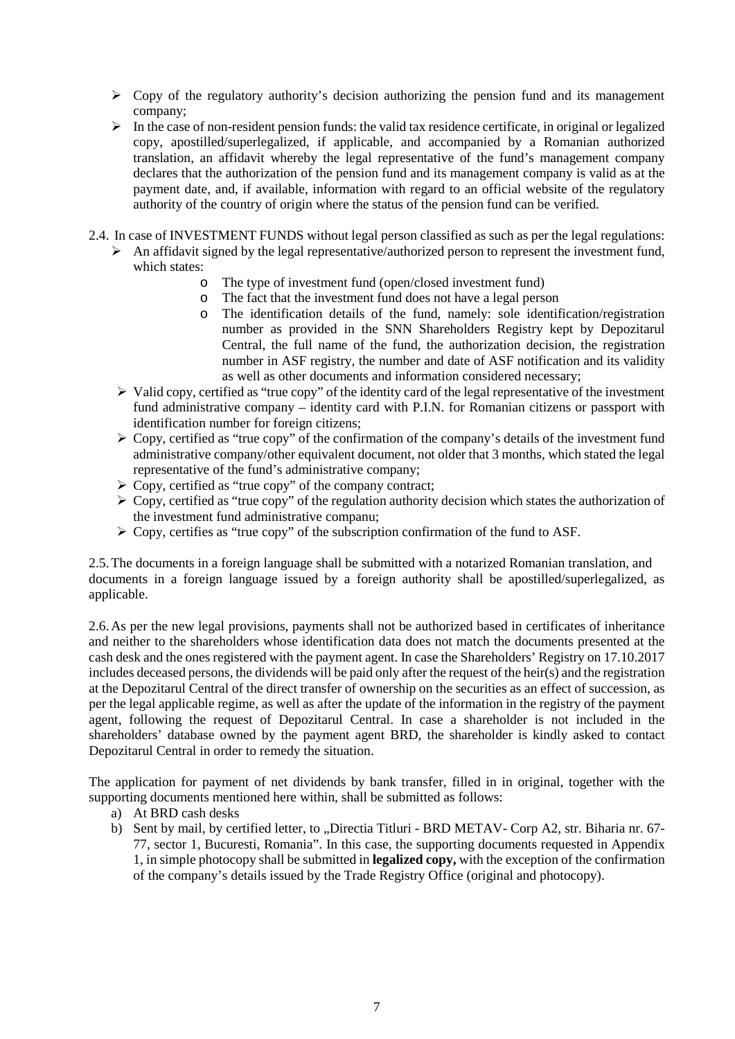- Copy of the regulatory authority's decision authorizing the pension fund and its management company;
- In the case of non-resident pension funds: the valid tax residence certificate, in original or legalized copy, apostilled/superlegalized, if applicable, and accompanied by a Romanian authorized translation, an affidavit whereby the legal representative of the fund's management company declares that the authorization of the pension fund and its management company is valid as at the payment date, and, if available, information with regard to an official website of the regulatory authority of the country of origin where the status of the pension fund can be verified.

2.4. In case of INVESTMENT FUNDS without legal person classified as such as per the legal regulations:

- An affidavit signed by the legal representative/authorized person to represent the investment fund, which states:
  - The type of investment fund (open/closed investment fund)
  - The fact that the investment fund does not have a legal person
  - The identification details of the fund, namely: sole identification/registration number as provided in the SNN Shareholders Registry kept by Depozitarul Central, the full name of the fund, the authorization decision, the registration number in ASF registry, the number and date of ASF notification and its validity as well as other documents and information considered necessary;
- Valid copy, certified as "true copy" of the identity card of the legal representative of the investment fund administrative company – identity card with P.I.N. for Romanian citizens or passport with identification number for foreign citizens;
- Copy, certified as "true copy" of the confirmation of the company's details of the investment fund administrative company/other equivalent document, not older that 3 months, which stated the legal representative of the fund's administrative company;
- Copy, certified as "true copy" of the company contract;
- Copy, certified as "true copy" of the regulation authority decision which states the authorization of the investment fund administrative companu;
- Copy, certifies as "true copy" of the subscription confirmation of the fund to ASF.

2.5. The documents in a foreign language shall be submitted with a notarized Romanian translation, and documents in a foreign language issued by a foreign authority shall be apostilled/superlegalized, as applicable.

2.6. As per the new legal provisions, payments shall not be authorized based in certificates of inheritance and neither to the shareholders whose identification data does not match the documents presented at the cash desk and the ones registered with the payment agent. In case the Shareholders' Registry on 17.10.2017 includes deceased persons, the dividends will be paid only after the request of the heir(s) and the registration at the Depozitarul Central of the direct transfer of ownership on the securities as an effect of succession, as per the legal applicable regime, as well as after the update of the information in the registry of the payment agent, following the request of Depozitarul Central. In case a shareholder is not included in the shareholders' database owned by the payment agent BRD, the shareholder is kindly asked to contact Depozitarul Central in order to remedy the situation.

The application for payment of net dividends by bank transfer, filled in in original, together with the supporting documents mentioned here within, shall be submitted as follows:

a) At BRD cash desks
b) Sent by mail, by certified letter, to „Directia Titluri - BRD METAV- Corp A2, str. Biharia nr. 67-77, sector 1, Bucuresti, Romania". In this case, the supporting documents requested in Appendix 1, in simple photocopy shall be submitted in **legalized copy,** with the exception of the confirmation of the company's details issued by the Trade Registry Office (original and photocopy).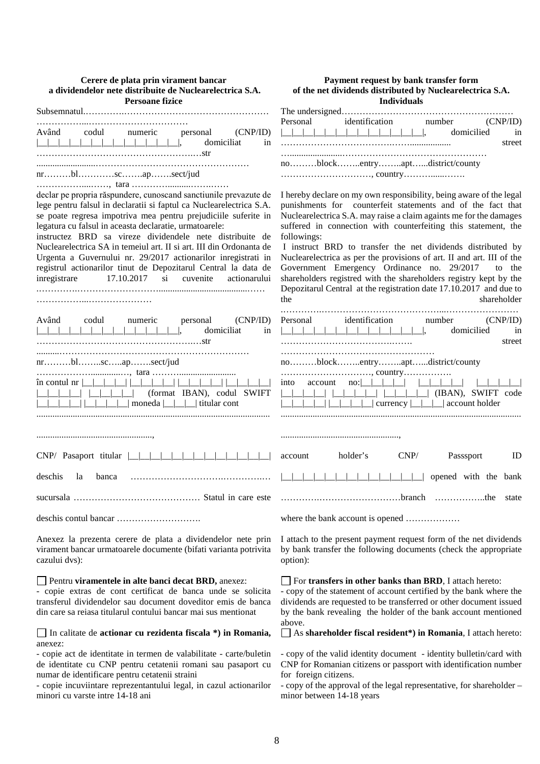**Cerere de plata prin virament bancar a dividendelor nete distribuite de Nuclearelectrica S.A. Persoane fizice**

Subsemnatul.……………………………………………………………………………………………………………

Având codul numeric personal (CNP/ID) |__|__|__|__|__|__|__|__|__|__|__|__|__|, domiciliat in ………………………………………………str ……………………………………………………………… nr………bl…………sc…….ap…….sect/jud ……………………, tara ……………………………

declar pe propria răspundere, cunoscand sanctiunile prevazute de lege pentru falsul in declaratii si faptul ca Nuclearelectrica S.A. se poate regresa impotriva mea pentru prejudiciile suferite in legatura cu falsul in aceasta declaratie, urmatoarele:

instructez BRD sa vireze dividendele nete distribuite de Nuclearelectrica SA in temeiul art. II si art. III din Ordonanta de Urgenta a Guvernului nr. 29/2017 actionarilor inregistrati in registrul actionarilor tinut de Depozitarul Central la data de inregistrare 17.10.2017 si cuvenite actionarului ……………………………………………………………………………………………………

Având codul numeric personal (CNP/ID) |__|__|__|__|__|__|__|__|__|__|__|__|__|, domiciliat in ………………………………………………str ……………………………………………………………… nr………bl……..sc…..ap…….sect/jud ……………………, tara ……………………………

în contul nr |__|__|__|__| |__|__|__|__| |__|__|__|__| |__|__|__|__| |__|__|__|__| |__|__|__|__| (format IBAN), codul SWIFT |__|__|__|__| |__|__|__|__| moneda |__|__|__| titular cont ………………………………………………………………………………………………………………,

CNP/ Pasaport titular |__|__|__|__|__|__|__|__|__|__|__|__|__|

deschis la banca ……………………………………………

sucursala …………………………………… Statul in care este deschis contul bancar ……………………….

Anexez la prezenta cerere de plata a dividendelor nete prin virament bancar urmatoarele documente (bifati varianta potrivita cazului dvs):

☐ Pentru **viramentele in alte banci decat BRD,** anexez:
- copie extras de cont certificat de banca unde se solicita transferul dividendelor sau document doveditor emis de banca din care sa reiasa titularul contului bancar mai sus mentionat

☐ In calitate de **actionar cu rezidenta fiscala \*) in Romania,** anexez:
- copie act de identitate in termen de valabilitate - carte/buletin de identitate cu CNP pentru cetatenii romani sau pasaport cu numar de identificare pentru cetatenii straini
- copie incuviintare reprezentantului legal, in cazul actionarilor minori cu varste intre 14-18 ani

**Payment request by bank transfer form of the net dividends distributed by Nuclearelectrica S.A. Individuals**

The undersigned………………………………………………… Personal identification number (CNP/ID) |__|__|__|__|__|__|__|__|__|__|__|__|__|, domicilied in ……………………………………………………street …………………………………………………… no………block……..entry……..apt…...district/county …………………………, country……………….

I hereby declare on my own responsibility, being aware of the legal punishments for counterfeit statements and of the fact that Nuclearelectrica S.A. may raise a claim againts me for the damages suffered in connection with counterfeiting this statement, the followings:

I instruct BRD to transfer the net dividends distributed by Nuclearelectrica as per the provisions of art. II and art. III of the Government Emergency Ordinance no. 29/2017 to the shareholders registred with the shareholders registry kept by the Depozitarul Central at the registration date 17.10.2017 and due to the shareholder ………………………………………………………………………

Personal identification number (CNP/ID) |__|__|__|__|__|__|__|__|__|__|__|__|__|, domicilied in ……………………………………street …………………………………………… no………block……..entry……..apt…...district/county …………………………, country…………….

into account no:|__|__|__|__| |__|__|__|__| |__|__|__|__| |__|__|__|__| |__|__|__|__| |__|__|__|__| (IBAN), SWIFT code |__|__|__|__| |__|__|__|__| currency |__|__|__| account holder ………………………………………………………………………………………………,

account holder's CNP/ Passsport ID |__|__|__|__|__|__|__|__|__|__|__|__|__| opened with the bank ……………………………………branch ……………..the state where the bank account is opened ………………

I attach to the present payment request form of the net dividends by bank transfer the following documents (check the appropriate option):

☐ For **transfers in other banks than BRD**, I attach hereto:
- copy of the statement of account certified by the bank where the dividends are requested to be transferred or other document issued by the bank revealing the holder of the bank account mentioned above.

☐ As **shareholder fiscal resident\*) in Romania**, I attach hereto:
- copy of the valid identity document - identity bulletin/card with CNP for Romanian citizens or passport with identification number for foreign citizens.
- copy of the approval of the legal representative, for shareholder – minor between 14-18 years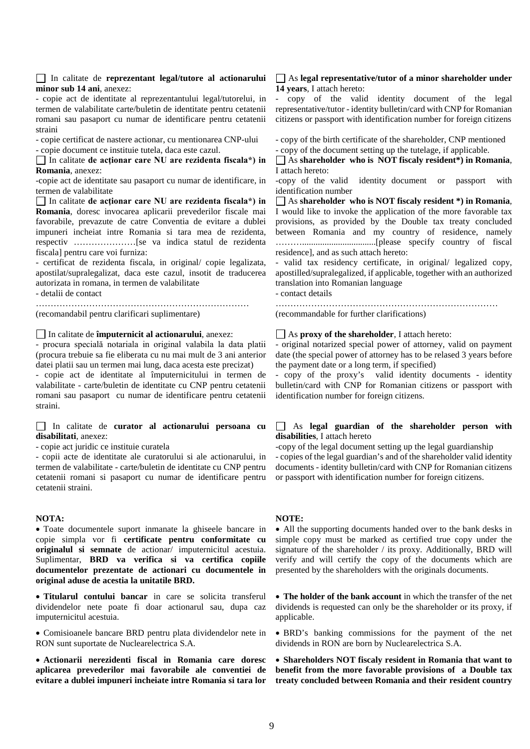☐ In calitate de **reprezentant legal/tutore al actionarului minor sub 14 ani**, anexez:

- copie act de identitate al reprezentantului legal/tutorelui, in termen de valabilitate carte/buletin de identitate pentru cetatenii romani sau pasaport cu numar de identificare pentru cetatenii straini
- copie certificat de nastere actionar, cu mentionarea CNP-ului
- copie document ce instituie tutela, daca este cazul.

☐ In calitate **de acționar care NU are rezidenta fiscala\*) in Romania**, anexez:

-copie act de identitate sau pasaport cu numar de identificare, in termen de valabilitate

☐ In calitate **de acționar care NU are rezidenta fiscala\*) in Romania**, doresc invocarea aplicarii prevederilor fiscale mai favorabile, prevazute de catre Conventia de evitare a dublei impuneri incheiat intre Romania si tara mea de rezidenta, respectiv …………………[se va indica statul de rezidenta fiscala] pentru care voi furniza:

- certificat de rezidenta fiscala, in original/ copie legalizata, apostilat/supralegalizat, daca este cazul, insotit de traducerea autorizata in romana, in termen de valabilitate
- detalii de contact

………………………………………………………………

(recomandabil pentru clarificari suplimentare)

☐ In calitate de **împuternicit al actionarului**, anexez:

- procura specială notariala in original valabila la data platii (procura trebuie sa fie eliberata cu nu mai mult de 3 ani anterior datei platii sau un termen mai lung, daca acesta este precizat)
- copie act de identitate al împuternicitului in termen de valabilitate - carte/buletin de identitate cu CNP pentru cetatenii romani sau pasaport cu numar de identificare pentru cetatenii straini.

☐ In calitate de **curator al actionarului persoana cu disabilitati**, anexez:

- copie act juridic ce instituie curatela
- copii acte de identitate ale curatorului si ale actionarului, in termen de valabilitate - carte/buletin de identitate cu CNP pentru cetatenii romani si pasaport cu numar de identificare pentru cetatenii straini.

**NOTA:**

- Toate documentele suport inmanate la ghiseele bancare in copie simpla vor fi **certificate pentru conformitate cu originalul si semnate** de actionar/ imputernicitul acestuia. Suplimentar, **BRD va verifica si va certifica copiile documentelor prezentate de actionari cu documentele in original aduse de acestia la unitatile BRD.**
- **Titularul contului bancar** in care se solicita transferul dividendelor nete poate fi doar actionarul sau, dupa caz imputernicitul acestuia.
- Comisioanele bancare BRD pentru plata dividendelor nete in RON sunt suportate de Nuclearelectrica S.A.
- **Actionarii nerezidenti fiscal in Romania care doresc aplicarea prevederilor mai favorabile ale conventiei de evitare a dublei impuneri incheiate intre Romania si tara lor**

☐ As **legal representative/tutor of a minor shareholder under 14 years**, I attach hereto:

- copy of the valid identity document of the legal representative/tutor - identity bulletin/card with CNP for Romanian citizens or passport with identification number for foreign citizens
- copy of the birth certificate of the shareholder, CNP mentioned
- copy of the document setting up the tutelage, if applicable.

☐ As **shareholder who is NOT fiscaly resident\*) in Romania**, I attach hereto:

-copy of the valid identity document or passport with identification number

☐ As **shareholder who is NOT fiscaly resident \*) in Romania**, I would like to invoke the application of the more favorable tax provisions, as provided by the Double tax treaty concluded between Romania and my country of residence, namely ……….................................[please specify country of fiscal residence], and as such attach hereto:

- valid tax residency certificate, in original/ legalized copy, apostilled/supralegalized, if applicable, together with an authorized translation into Romanian language
- contact details

…………………………………………………………………

(recommandable for further clarifications)

☐ As **proxy of the shareholder**, I attach hereto:

- original notarized special power of attorney, valid on payment date (the special power of attorney has to be relased 3 years before the payment date or a long term, if specified)
- copy of the proxy's valid identity documents - identity bulletin/card with CNP for Romanian citizens or passport with identification number for foreign citizens.

☐ As **legal guardian of the shareholder person with disabilities**, I attach hereto

-copy of the legal document setting up the legal guardianship
- copies of the legal guardian's and of the shareholder valid identity documents - identity bulletin/card with CNP for Romanian citizens or passport with identification number for foreign citizens.

**NOTE:**

- All the supporting documents handed over to the bank desks in simple copy must be marked as certified true copy under the signature of the shareholder / its proxy. Additionally, BRD will verify and will certify the copy of the documents which are presented by the shareholders with the originals documents.
- **The holder of the bank account** in which the transfer of the net dividends is requested can only be the shareholder or its proxy, if applicable.
- BRD's banking commissions for the payment of the net dividends in RON are born by Nuclearelectrica S.A.
- **Shareholders NOT fiscaly resident in Romania that want to benefit from the more favorable provisions of a Double tax treaty concluded between Romania and their resident country**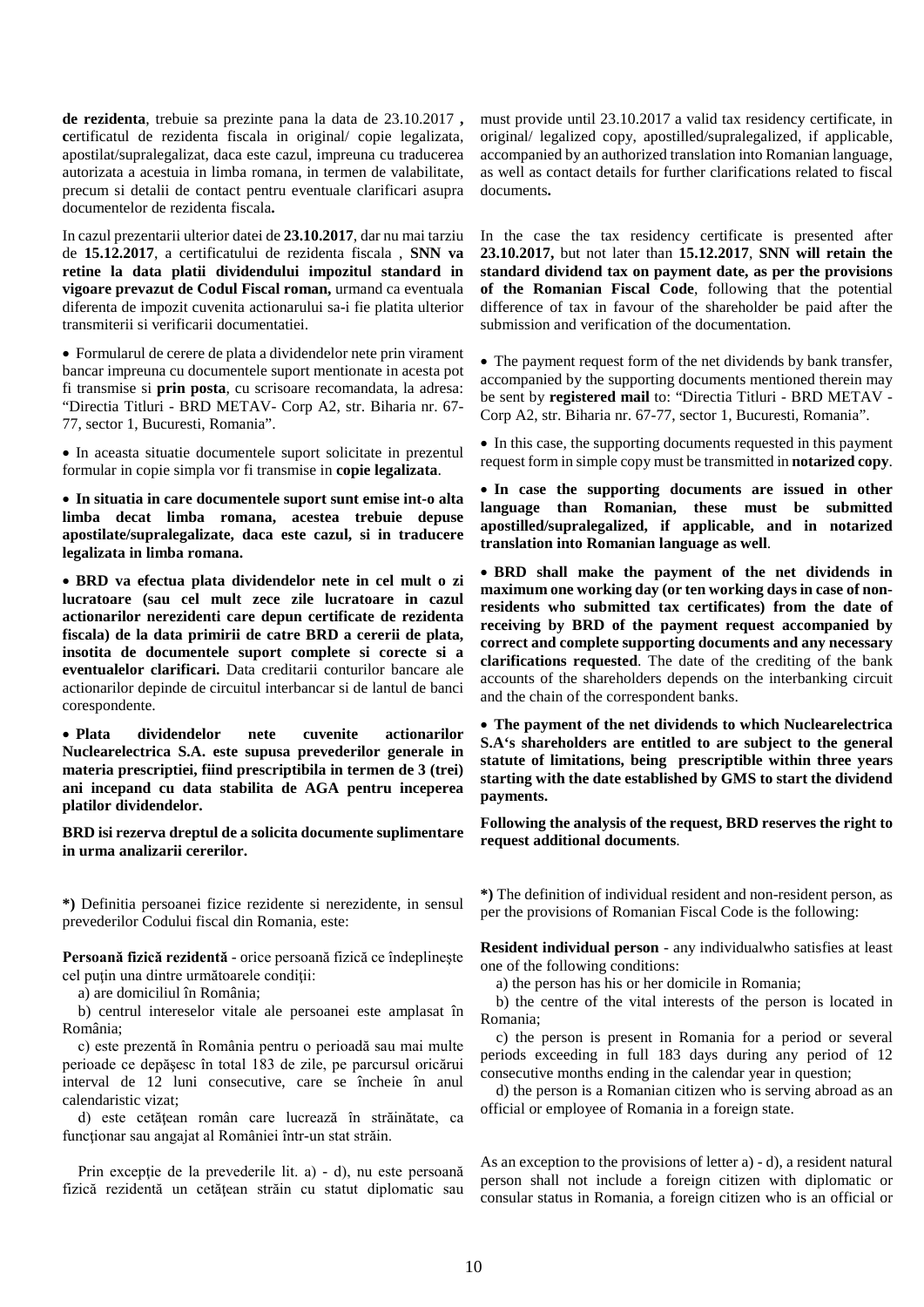**de rezidenta**, trebuie sa prezinte pana la data de 23.10.2017 **, c**ertificatul de rezidenta fiscala in original/ copie legalizata, apostilat/supralegalizat, daca este cazul, impreuna cu traducerea autorizata a acestuia in limba romana, in termen de valabilitate, precum si detalii de contact pentru eventuale clarificari asupra documentelor de rezidenta fiscala**.**

In cazul prezentarii ulterior datei de **23.10.2017**, dar nu mai tarziu de **15.12.2017**, a certificatului de rezidenta fiscala , **SNN va retine la data platii dividendului impozitul standard in vigoare prevazut de Codul Fiscal roman,** urmand ca eventuala diferenta de impozit cuvenita actionarului sa-i fie platita ulterior transmiterii si verificarii documentatiei.

- Formularul de cerere de plata a dividendelor nete prin virament bancar impreuna cu documentele suport mentionate in acesta pot fi transmise si **prin posta**, cu scrisoare recomandata, la adresa: "Directia Titluri - BRD METAV- Corp A2, str. Biharia nr. 67-77, sector 1, Bucuresti, Romania".

- In aceasta situatie documentele suport solicitate in prezentul formular in copie simpla vor fi transmise in **copie legalizata**.

- **In situatia in care documentele suport sunt emise int-o alta limba decat limba romana, acestea trebuie depuse apostilate/supralegalizate, daca este cazul, si in traducere legalizata in limba romana.**

- **BRD va efectua plata dividendelor nete in cel mult o zi lucratoare (sau cel mult zece zile lucratoare in cazul actionarilor nerezidenti care depun certificate de rezidenta fiscala) de la data primirii de catre BRD a cererii de plata, insotita de documentele suport complete si corecte si a eventualelor clarificari.** Data creditarii conturilor bancare ale actionarilor depinde de circuitul interbancar si de lantul de banci corespondente.

- **Plata dividendelor nete cuvenite actionarilor Nuclearelectrica S.A. este supusa prevederilor generale in materia prescriptiei, fiind prescriptibila in termen de 3 (trei) ani incepand cu data stabilita de AGA pentru inceperea platilor dividendelor.**

**BRD isi rezerva dreptul de a solicita documente suplimentare in urma analizarii cererilor.**

**\*)** Definitia persoanei fizice rezidente si nerezidente, in sensul prevederilor Codului fiscal din Romania, este:

**Persoană fizică rezidentă** - orice persoană fizică ce îndeplineşte cel puţin una dintre următoarele condiţii:

a) are domiciliul în România;

b) centrul intereselor vitale ale persoanei este amplasat în România;

c) este prezentă în România pentru o perioadă sau mai multe perioade ce depăşesc în total 183 de zile, pe parcursul oricărui interval de 12 luni consecutive, care se încheie în anul calendaristic vizat;

d) este cetăţean român care lucrează în străinătate, ca funcţionar sau angajat al României într-un stat străin.

Prin excepţie de la prevederile lit. a) - d), nu este persoană fizică rezidentă un cetăţean străin cu statut diplomatic sau

must provide until 23.10.2017 a valid tax residency certificate, in original/ legalized copy, apostilled/supralegalized, if applicable, accompanied by an authorized translation into Romanian language, as well as contact details for further clarifications related to fiscal documents**.**

In the case the tax residency certificate is presented after **23.10.2017,** but not later than **15.12.2017**, **SNN will retain the standard dividend tax on payment date, as per the provisions of the Romanian Fiscal Code**, following that the potential difference of tax in favour of the shareholder be paid after the submission and verification of the documentation.

- The payment request form of the net dividends by bank transfer, accompanied by the supporting documents mentioned therein may be sent by **registered mail** to: "Directia Titluri - BRD METAV - Corp A2, str. Biharia nr. 67-77, sector 1, Bucuresti, Romania".

- In this case, the supporting documents requested in this payment request form in simple copy must be transmitted in **notarized copy**.

- **In case the supporting documents are issued in other language than Romanian, these must be submitted apostilled/supralegalized, if applicable, and in notarized translation into Romanian language as well**.

- **BRD shall make the payment of the net dividends in maximum one working day (or ten working days in case of non-residents who submitted tax certificates) from the date of receiving by BRD of the payment request accompanied by correct and complete supporting documents and any necessary clarifications requested**. The date of the crediting of the bank accounts of the shareholders depends on the interbanking circuit and the chain of the correspondent banks.

- **The payment of the net dividends to which Nuclearelectrica S.A's shareholders are entitled to are subject to the general statute of limitations, being prescriptible within three years starting with the date established by GMS to start the dividend payments.**

**Following the analysis of the request, BRD reserves the right to request additional documents**.

**\*)** The definition of individual resident and non-resident person, as per the provisions of Romanian Fiscal Code is the following:

**Resident individual person** - any individualwho satisfies at least one of the following conditions:

a) the person has his or her domicile in Romania;

b) the centre of the vital interests of the person is located in Romania;

c) the person is present in Romania for a period or several periods exceeding in full 183 days during any period of 12 consecutive months ending in the calendar year in question;

d) the person is a Romanian citizen who is serving abroad as an official or employee of Romania in a foreign state.

As an exception to the provisions of letter a) - d), a resident natural person shall not include a foreign citizen with diplomatic or consular status in Romania, a foreign citizen who is an official or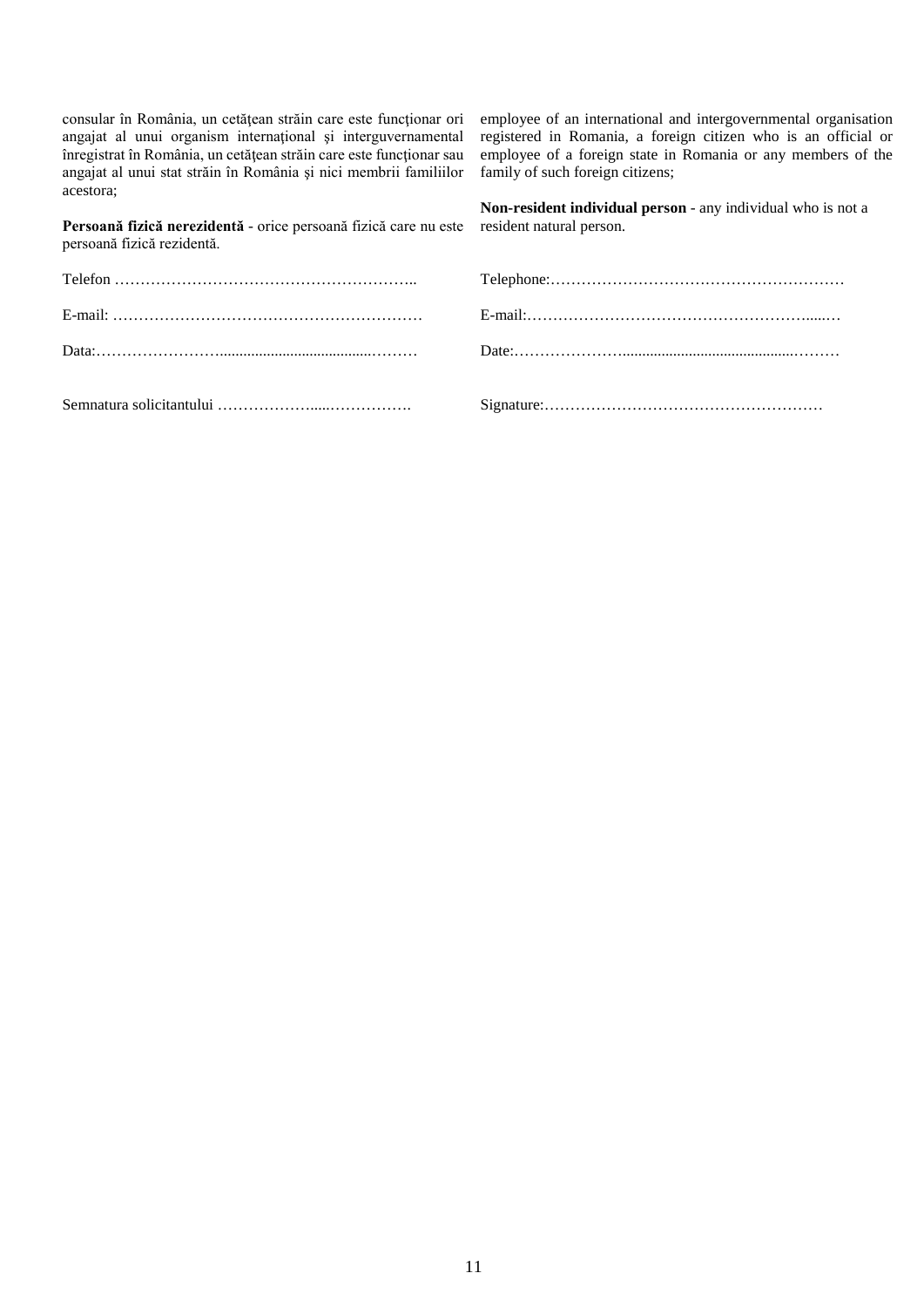consular în România, un cetăţean străin care este funcţionar ori angajat al unui organism internaţional şi interguvernamental înregistrat în România, un cetăţean străin care este funcţionar sau angajat al unui stat străin în România și nici membrii familiilor acestora;

**Persoană fizică nerezidentă** - orice persoană fizică care nu este persoană fizică rezidentă.

Telefon ………………………………………………..

E-mail: ……………………………………………………

Data:……………………...........................................………

Semnatura solicitantului ………………......…………….

employee of an international and intergovernmental organisation registered in Romania, a foreign citizen who is an official or employee of a foreign state in Romania or any members of the family of such foreign citizens;

**Non-resident individual person** - any individual who is not a resident natural person.

Telephone:…………………………………………………

E-mail:………………………………………………....…

Date:…………………..........................................………

Signature:………………………………………………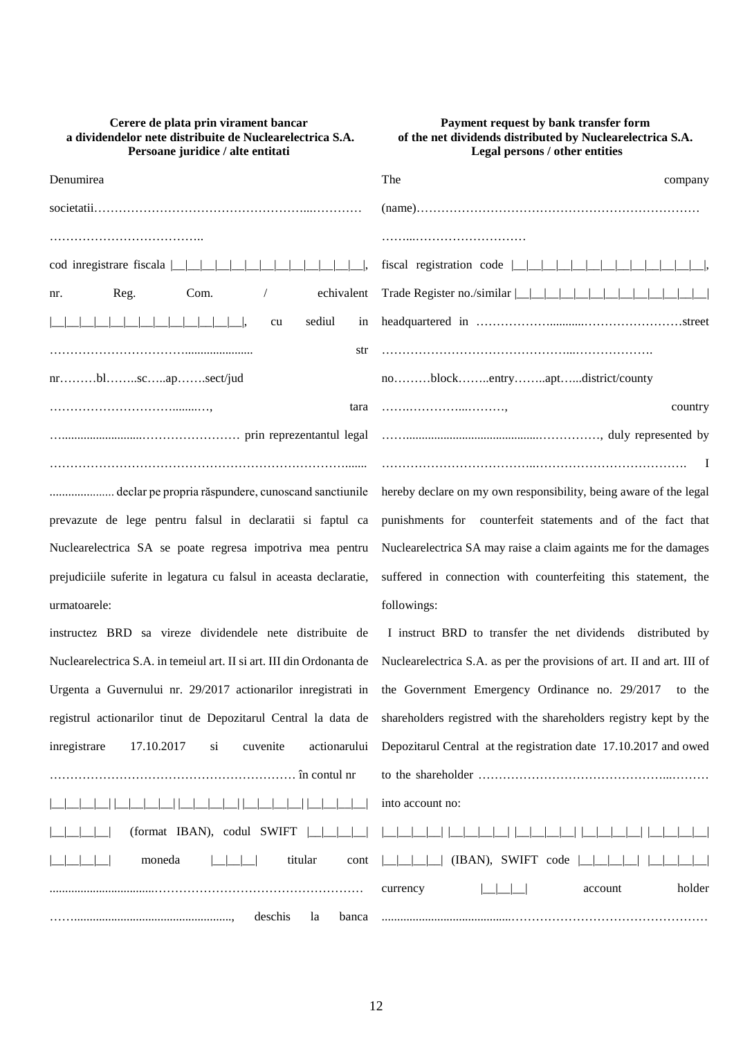**Cerere de plata prin virament bancar a dividendelor nete distribuite de Nuclearelectrica S.A. Persoane juridice / alte entitati**

Denumirea societatii……………………………………………...………… ………………………………..

cod inregistrare fiscala |__|__|__|__|__|__|__|__|__|__|__|__|__|, nr. Reg. Com. / echivalent |__|__|__|__|__|__|__|__|__|__|__|__|__|__|, cu sediul in ……………………………..................... str nr………bl……..sc…..ap…….sect/jud …………………………........…, tara …......................…………………… prin reprezentantul legal …………………………………………………………………....... ..................... declar pe propria răspundere, cunoscand sanctiunile prevazute de lege pentru falsul in declaratii si faptul ca Nuclearelectrica SA se poate regresa impotriva mea pentru prejudiciile suferite in legatura cu falsul in aceasta declaratie, urmatoarele:

instructez BRD sa vireze dividendele nete distribuite de Nuclearelectrica S.A. in temeiul art. II si art. III din Ordonanta de Urgenta a Guvernului nr. 29/2017 actionarilor inregistrati in registrul actionarilor tinut de Depozitarul Central la data de inregistrare 17.10.2017 si cuvenite actionarului …………………………………………………… în contul nr |__|__|__|__| |__|__|__|__| |__|__|__|__| |__|__|__|__| |__|__|__|__| |__|__|__|__| (format IBAN), codul SWIFT |__|__|__|__| |__|__|__|__| moneda |__|__|__| titular cont ..................................…………………………………………… ……................................................., deschis la banca

**Payment request by bank transfer form of the net dividends distributed by Nuclearelectrica S.A. Legal persons / other entities**

The company (name)…………………………………………………………… ……...………………………

fiscal registration code |__|__|__|__|__|__|__|__|__|__|__|__|__|, Trade Register no./similar |__|__|__|__|__|__|__|__|__|__|__|__|__|__| headquartered in ………………...........……………………street ……………………………………...………………. no………block……..entry……..apt…...district/county …….…………...………, country ……..........................................……………, duly represented by ……………………………...………………………………. I hereby declare on my own responsibility, being aware of the legal punishments for counterfeit statements and of the fact that Nuclearelectrica SA may raise a claim againts me for the damages suffered in connection with counterfeiting this statement, the followings:

I instruct BRD to transfer the net dividends distributed by Nuclearelectrica S.A. as per the provisions of art. II and art. III of the Government Emergency Ordinance no. 29/2017 to the shareholders registred with the shareholders registry kept by the Depozitarul Central at the registration date 17.10.2017 and owed to the shareholder ………………………………………...……… into account no: |__|__|__|__| |__|__|__|__| |__|__|__|__| |__|__|__|__| |__|__|__|__| |__|__|__|__| (IBAN), SWIFT code |__|__|__|__| |__|__|__|__| currency |__|__|__| account holder ........................................…………………………………………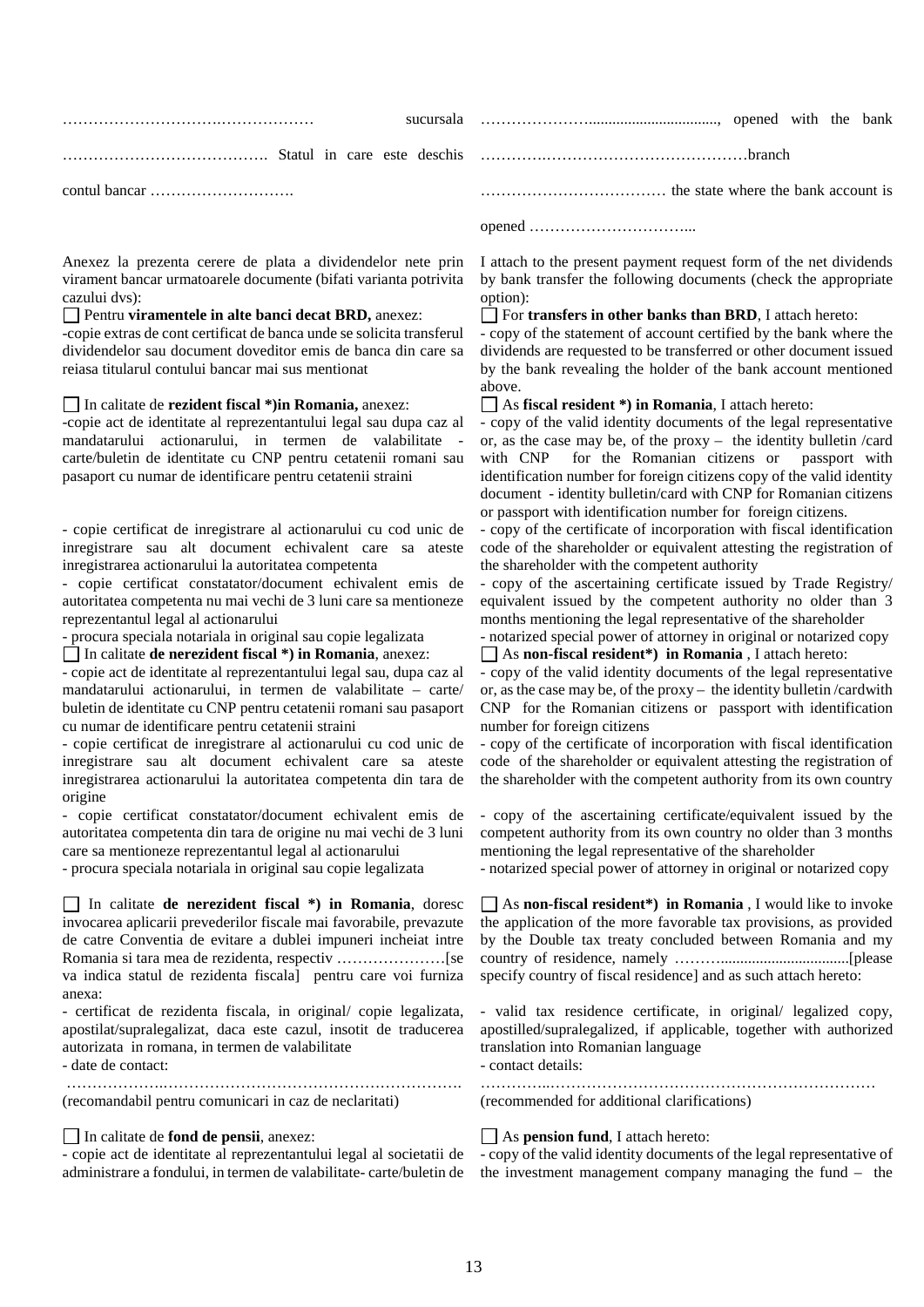………………………….……………… sucursala ………………………………….. Statul in care este deschis contul bancar ……………………….

…………………................................, opened with the bank …………….…………………………………branch ……………………………… the state where the bank account is opened …………………………...

Anexez la prezenta cerere de plata a dividendelor nete prin virament bancar urmatoarele documente (bifati varianta potrivita cazului dvs):

☐ Pentru **viramentele in alte banci decat BRD,** anexez:
-copie extras de cont certificat de banca unde se solicita transferul dividendelor sau document doveditor emis de banca din care sa reiasa titularul contului bancar mai sus mentionat

☐ In calitate de **rezident fiscal *)in Romania,** anexez:
-copie act de identitate al reprezentantului legal sau dupa caz al mandatarului actionarului, in termen de valabilitate - carte/buletin de identitate cu CNP pentru cetatenii romani sau pasaport cu numar de identificare pentru cetatenii straini

- copie certificat de inregistrare al actionarului cu cod unic de inregistrare sau alt document echivalent care sa ateste inregistrarea actionarului la autoritatea competenta
- copie certificat constatator/document echivalent emis de autoritatea competenta nu mai vechi de 3 luni care sa mentioneze reprezentantul legal al actionarului
- procura speciala notariala in original sau copie legalizata

☐ In calitate **de nerezident fiscal *) in Romania**, anexez:
- copie act de identitate al reprezentantului legal sau, dupa caz al mandatarului actionarului, in termen de valabilitate – carte/ buletin de identitate cu CNP pentru cetatenii romani sau pasaport cu numar de identificare pentru cetatenii straini
- copie certificat de inregistrare al actionarului cu cod unic de inregistrare sau alt document echivalent care sa ateste inregistrarea actionarului la autoritatea competenta din tara de origine
- copie certificat constatator/document echivalent emis de autoritatea competenta din tara de origine nu mai vechi de 3 luni care sa mentioneze reprezentantul legal al actionarului
- procura speciala notariala in original sau copie legalizata

☐ In calitate **de nerezident fiscal *) in Romania**, doresc invocarea aplicarii prevederilor fiscale mai favorabile, prevazute de catre Conventia de evitare a dublei impuneri incheiat intre Romania si tara mea de rezidenta, respectiv …………………[se va indica statul de rezidenta fiscala] pentru care voi furniza anexa:
- certificat de rezidenta fiscala, in original/ copie legalizata, apostilat/supralegalizat, daca este cazul, insotit de traducerea autorizata in romana, in termen de valabilitate
- date de contact:

……………….………………………………………………….
(recomandabil pentru comunicari in caz de neclaritati)

☐ In calitate de **fond de pensii**, anexez:
- copie act de identitate al reprezentantului legal al societatii de administrare a fondului, in termen de valabilitate- carte/buletin de

I attach to the present payment request form of the net dividends by bank transfer the following documents (check the appropriate option):

☐ For **transfers in other banks than BRD**, I attach hereto:
- copy of the statement of account certified by the bank where the dividends are requested to be transferred or other document issued by the bank revealing the holder of the bank account mentioned above.

☐ As **fiscal resident *) in Romania**, I attach hereto:
- copy of the valid identity documents of the legal representative or, as the case may be, of the proxy – the identity bulletin /card with CNP for the Romanian citizens or passport with identification number for foreign citizens copy of the valid identity document - identity bulletin/card with CNP for Romanian citizens or passport with identification number for foreign citizens.
- copy of the certificate of incorporation with fiscal identification code of the shareholder or equivalent attesting the registration of the shareholder with the competent authority
- copy of the ascertaining certificate issued by Trade Registry/ equivalent issued by the competent authority no older than 3 months mentioning the legal representative of the shareholder
- notarized special power of attorney in original or notarized copy

☐ As **non-fiscal resident*) in Romania** , I attach hereto:
- copy of the valid identity documents of the legal representative or, as the case may be, of the proxy – the identity bulletin /cardwith CNP for the Romanian citizens or passport with identification number for foreign citizens
- copy of the certificate of incorporation with fiscal identification code of the shareholder or equivalent attesting the registration of the shareholder with the competent authority from its own country
- copy of the ascertaining certificate/equivalent issued by the competent authority from its own country no older than 3 months mentioning the legal representative of the shareholder
- notarized special power of attorney in original or notarized copy

☐ As **non-fiscal resident*) in Romania** , I would like to invoke the application of the more favorable tax provisions, as provided by the Double tax treaty concluded between Romania and my country of residence, namely ……….................................[please specify country of fiscal residence] and as such attach hereto:
- valid tax residence certificate, in original/ legalized copy, apostilled/supralegalized, if applicable, together with authorized translation into Romanian language
- contact details:

…………..………………………………………………………
(recommended for additional clarifications)

☐ As **pension fund**, I attach hereto:
- copy of the valid identity documents of the legal representative of the investment management company managing the fund – the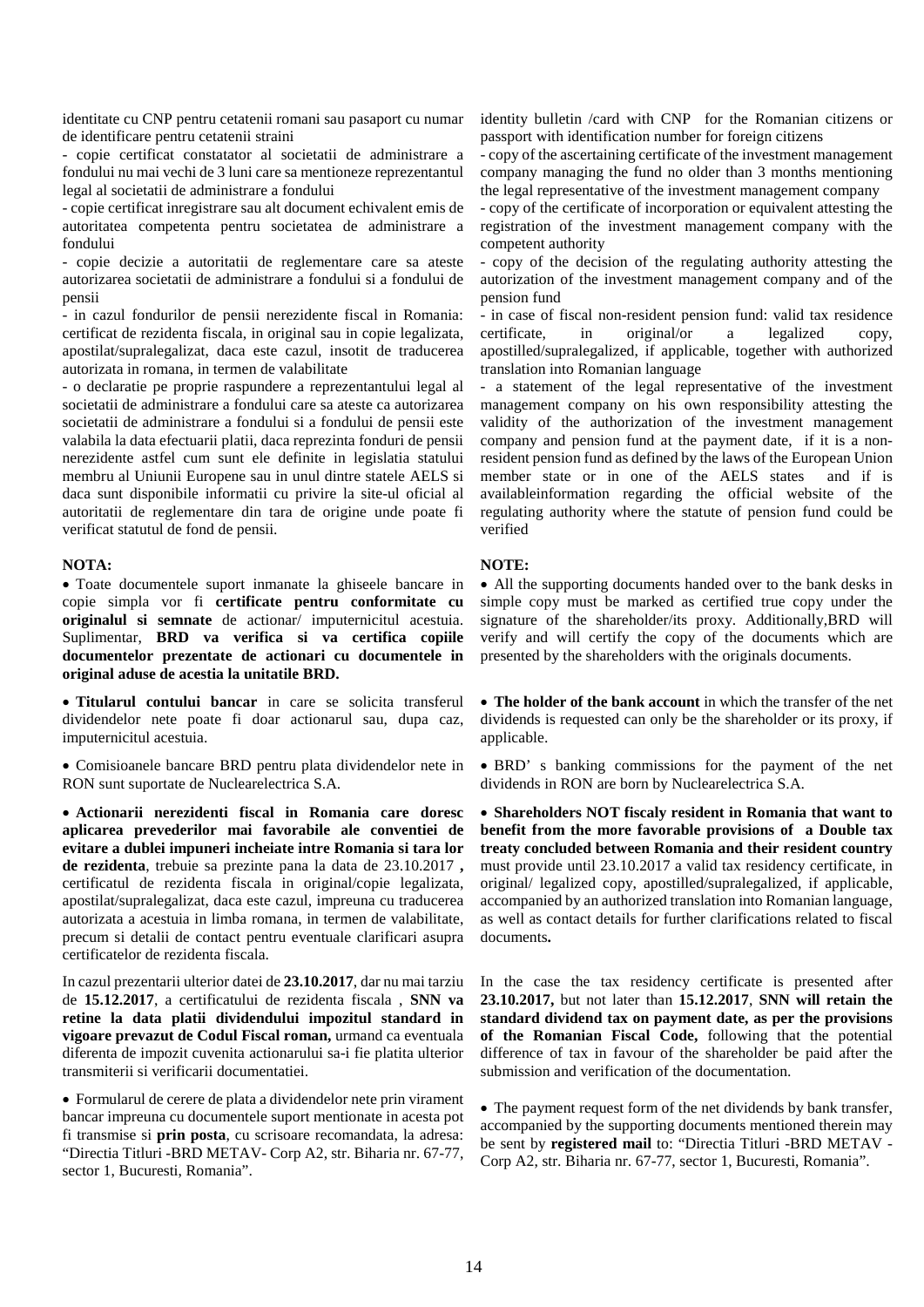identitate cu CNP pentru cetatenii romani sau pasaport cu numar de identificare pentru cetatenii straini

- copie certificat constatator al societatii de administrare a fondului nu mai vechi de 3 luni care sa mentioneze reprezentantul legal al societatii de administrare a fondului
- copie certificat inregistrare sau alt document echivalent emis de autoritatea competenta pentru societatea de administrare a fondului
- copie decizie a autoritatii de reglementare care sa ateste autorizarea societatii de administrare a fondului si a fondului de pensii
- in cazul fondurilor de pensii nerezidente fiscal in Romania: certificat de rezidenta fiscala, in original sau in copie legalizata, apostilat/supralegalizat, daca este cazul, insotit de traducerea autorizata in romana, in termen de valabilitate
- o declaratie pe proprie raspundere a reprezentantului legal al societatii de administrare a fondului care sa ateste ca autorizarea societatii de administrare a fondului si a fondului de pensii este valabila la data efectuarii platii, daca reprezinta fonduri de pensii nerezidente astfel cum sunt ele definite in legislatia statului membru al Uniunii Europene sau in unul dintre statele AELS si daca sunt disponibile informatii cu privire la site-ul oficial al autoritatii de reglementare din tara de origine unde poate fi verificat statutul de fond de pensii.

**NOTA:**

- Toate documentele suport inmanate la ghiseele bancare in copie simpla vor fi **certificate pentru conformitate cu originalul si semnate** de actionar/ imputernicitul acestuia. Suplimentar, **BRD va verifica si va certifica copiile documentelor prezentate de actionari cu documentele in original aduse de acestia la unitatile BRD.**
- **Titularul contului bancar** in care se solicita transferul dividendelor nete poate fi doar actionarul sau, dupa caz, imputernicitul acestuia.
- Comisioanele bancare BRD pentru plata dividendelor nete in RON sunt suportate de Nuclearelectrica S.A.
- **Actionarii nerezidenti fiscal in Romania care doresc aplicarea prevederilor mai favorabile ale conventiei de evitare a dublei impuneri incheiate intre Romania si tara lor de rezidenta**, trebuie sa prezinte pana la data de 23.10.2017 **,** certificatul de rezidenta fiscala in original/copie legalizata, apostilat/supralegalizat, daca este cazul, impreuna cu traducerea autorizata a acestuia in limba romana, in termen de valabilitate, precum si detalii de contact pentru eventuale clarificari asupra certificatelor de rezidenta fiscala.

In cazul prezentarii ulterior datei de **23.10.2017**, dar nu mai tarziu de **15.12.2017**, a certificatului de rezidenta fiscala , **SNN va retine la data platii dividendului impozitul standard in vigoare prevazut de Codul Fiscal roman,** urmand ca eventuala diferenta de impozit cuvenita actionarului sa-i fie platita ulterior transmiterii si verificarii documentatiei.

- Formularul de cerere de plata a dividendelor nete prin virament bancar impreuna cu documentele suport mentionate in acesta pot fi transmise si **prin posta**, cu scrisoare recomandata, la adresa: "Directia Titluri -BRD METAV- Corp A2, str. Biharia nr. 67-77, sector 1, Bucuresti, Romania".

identity bulletin /card with CNP for the Romanian citizens or passport with identification number for foreign citizens

- copy of the ascertaining certificate of the investment management company managing the fund no older than 3 months mentioning the legal representative of the investment management company
- copy of the certificate of incorporation or equivalent attesting the registration of the investment management company with the competent authority
- copy of the decision of the regulating authority attesting the autorization of the investment management company and of the pension fund
- in case of fiscal non-resident pension fund: valid tax residence certificate, in original/or a legalized copy, apostilled/supralegalized, if applicable, together with authorized translation into Romanian language
- a statement of the legal representative of the investment management company on his own responsibility attesting the validity of the authorization of the investment management company and pension fund at the payment date, if it is a non-resident pension fund as defined by the laws of the European Union member state or in one of the AELS states and if is availableinformation regarding the official website of the regulating authority where the statute of pension fund could be verified

**NOTE:**

- All the supporting documents handed over to the bank desks in simple copy must be marked as certified true copy under the signature of the shareholder/its proxy. Additionally,BRD will verify and will certify the copy of the documents which are presented by the shareholders with the originals documents.
- **The holder of the bank account** in which the transfer of the net dividends is requested can only be the shareholder or its proxy, if applicable.
- BRD' s banking commissions for the payment of the net dividends in RON are born by Nuclearelectrica S.A.
- **Shareholders NOT fiscaly resident in Romania that want to benefit from the more favorable provisions of a Double tax treaty concluded between Romania and their resident country** must provide until 23.10.2017 a valid tax residency certificate, in original/ legalized copy, apostilled/supralegalized, if applicable, accompanied by an authorized translation into Romanian language, as well as contact details for further clarifications related to fiscal documents**.**

In the case the tax residency certificate is presented after **23.10.2017,** but not later than **15.12.2017**, **SNN will retain the standard dividend tax on payment date, as per the provisions of the Romanian Fiscal Code,** following that the potential difference of tax in favour of the shareholder be paid after the submission and verification of the documentation.

- The payment request form of the net dividends by bank transfer, accompanied by the supporting documents mentioned therein may be sent by **registered mail** to: "Directia Titluri -BRD METAV - Corp A2, str. Biharia nr. 67-77, sector 1, Bucuresti, Romania".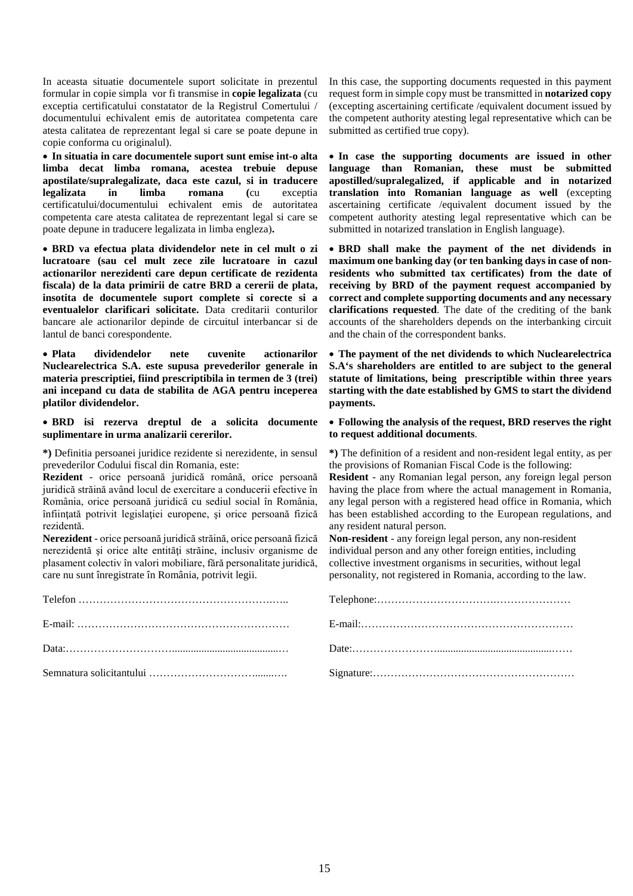In aceasta situatie documentele suport solicitate in prezentul formular in copie simpla vor fi transmise in **copie legalizata** (cu exceptia certificatului constatator de la Registrul Comertului / documentului echivalent emis de autoritatea competenta care atesta calitatea de reprezentant legal si care se poate depune in copie conforma cu originalul).

- **In situatia in care documentele suport sunt emise int-o alta limba decat limba romana, acestea trebuie depuse apostilate/supralegalizate, daca este cazul, si in traducere legalizata in limba romana (**cu exceptia certificatului/documentului echivalent emis de autoritatea competenta care atesta calitatea de reprezentant legal si care se poate depune in traducere legalizata in limba engleza)**.**

- **BRD va efectua plata dividendelor nete in cel mult o zi lucratoare (sau cel mult zece zile lucratoare in cazul actionarilor nerezidenti care depun certificate de rezidenta fiscala) de la data primirii de catre BRD a cererii de plata, insotita de documentele suport complete si corecte si a eventualelor clarificari solicitate.** Data creditarii conturilor bancare ale actionarilor depinde de circuitul interbancar si de lantul de banci corespondente.

- **Plata dividendelor nete cuvenite actionarilor Nuclearelectrica S.A. este supusa prevederilor generale in materia prescriptiei, fiind prescriptibila in termen de 3 (trei) ani incepand cu data de stabilita de AGA pentru inceperea platilor dividendelor.**

- **BRD isi rezerva dreptul de a solicita documente suplimentare in urma analizarii cererilor.**

**\*)** Definitia persoanei juridice rezidente si nerezidente, in sensul prevederilor Codului fiscal din Romania, este:
**Rezident** - orice persoană juridică română, orice persoană juridică străină având locul de exercitare a conducerii efective în România, orice persoană juridică cu sediul social în România, înfiinţată potrivit legislaţiei europene, şi orice persoană fizică rezidentă.
**Nerezident** - orice persoană juridică străină, orice persoană fizică nerezidentă şi orice alte entităţi străine, inclusiv organisme de plasament colectiv în valori mobiliare, fără personalitate juridică, care nu sunt înregistrate în România, potrivit legii.

Telefon ……………………………………………….…..

E-mail: ……………………………………………………

Data:…………………………......................................…

Semnatura solicitantului …………………………......….

In this case, the supporting documents requested in this payment request form in simple copy must be transmitted in **notarized copy** (excepting ascertaining certificate /equivalent document issued by the competent authority atesting legal representative which can be submitted as certified true copy).

- **In case the supporting documents are issued in other language than Romanian, these must be submitted apostilled/supralegalized, if applicable and in notarized translation into Romanian language as well** (excepting ascertaining certificate /equivalent document issued by the competent authority atesting legal representative which can be submitted in notarized translation in English language).

- **BRD shall make the payment of the net dividends in maximum one banking day (or ten banking days in case of non-residents who submitted tax certificates) from the date of receiving by BRD of the payment request accompanied by correct and complete supporting documents and any necessary clarifications requested**. The date of the crediting of the bank accounts of the shareholders depends on the interbanking circuit and the chain of the correspondent banks.

- **The payment of the net dividends to which Nuclearelectrica S.A's shareholders are entitled to are subject to the general statute of limitations, being prescriptible within three years starting with the date established by GMS to start the dividend payments.**

- **Following the analysis of the request, BRD reserves the right to request additional documents**.

**\*)** The definition of a resident and non-resident legal entity, as per the provisions of Romanian Fiscal Code is the following:
**Resident** - any Romanian legal person, any foreign legal person having the place from where the actual management in Romania, any legal person with a registered head office in Romania, which has been established according to the European regulations, and any resident natural person.
**Non-resident** - any foreign legal person, any non-resident individual person and any other foreign entities, including collective investment organisms in securities, without legal personality, not registered in Romania, according to the law.

Telephone:……………………………….………………

E-mail:……………………………………………………

Date:……………………..........................................……

Signature:…………………………………………………